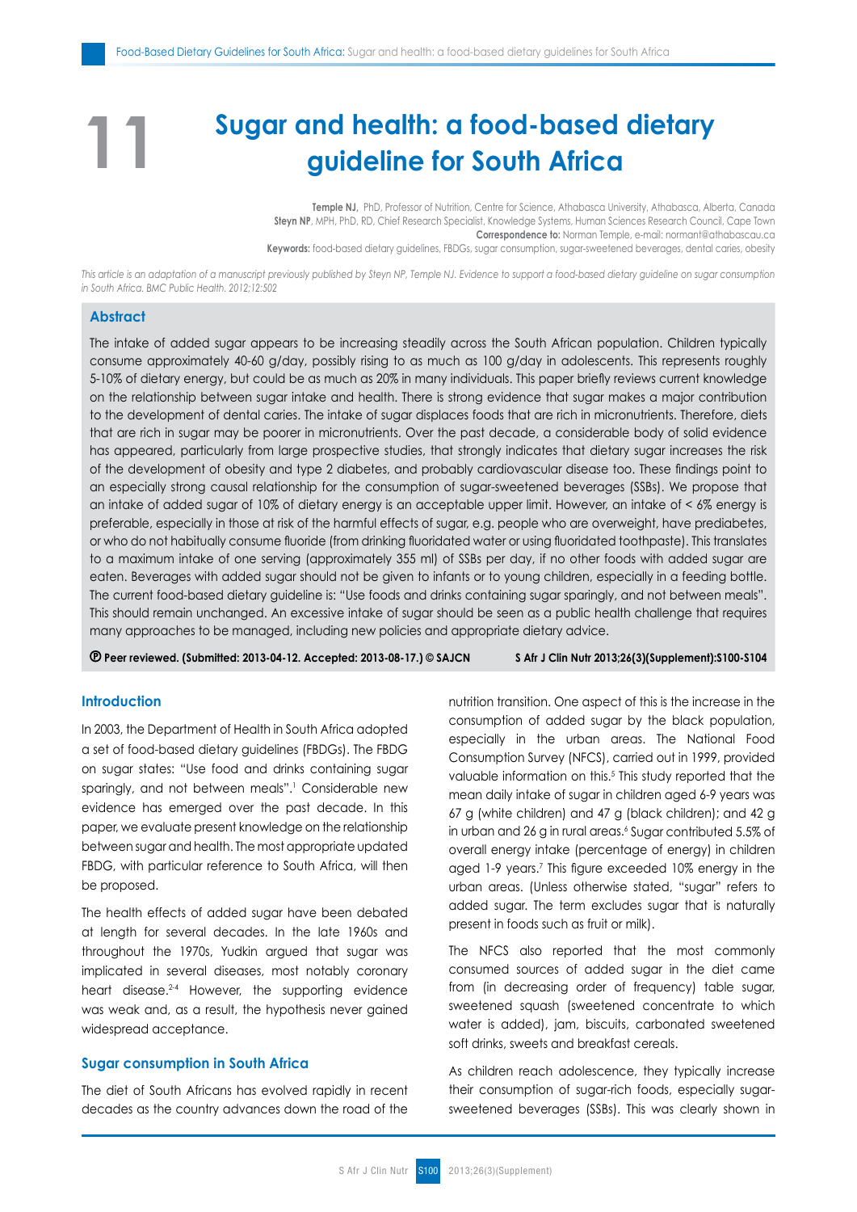# 11 Sugar and health: a food-based dietary guideline for South Africa

**Temple NJ**, PhD, Professor of Nutrition, Centre for Science, Athabasca University, Athabasca, Alberta, Canada
**Steyn NP**, MPH, PhD, RD, Chief Research Specialist, Knowledge Systems, Human Sciences Research Council, Cape Town
**Correspondence to:** Norman Temple, e-mail: normant@athabascau.ca
**Keywords:** food-based dietary guidelines, FBDGs, sugar consumption, sugar-sweetened beverages, dental caries, obesity

*This article is an adaptation of a manuscript previously published by Steyn NP, Temple NJ. Evidence to support a food-based dietary guideline on sugar consumption in South Africa. BMC Public Health. 2012;12:502*

## Abstract

The intake of added sugar appears to be increasing steadily across the South African population. Children typically consume approximately 40-60 g/day, possibly rising to as much as 100 g/day in adolescents. This represents roughly 5-10% of dietary energy, but could be as much as 20% in many individuals. This paper briefly reviews current knowledge on the relationship between sugar intake and health. There is strong evidence that sugar makes a major contribution to the development of dental caries. The intake of sugar displaces foods that are rich in micronutrients. Therefore, diets that are rich in sugar may be poorer in micronutrients. Over the past decade, a considerable body of solid evidence has appeared, particularly from large prospective studies, that strongly indicates that dietary sugar increases the risk of the development of obesity and type 2 diabetes, and probably cardiovascular disease too. These findings point to an especially strong causal relationship for the consumption of sugar-sweetened beverages (SSBs). We propose that an intake of added sugar of 10% of dietary energy is an acceptable upper limit. However, an intake of < 6% energy is preferable, especially in those at risk of the harmful effects of sugar, e.g. people who are overweight, have prediabetes, or who do not habitually consume fluoride (from drinking fluoridated water or using fluoridated toothpaste). This translates to a maximum intake of one serving (approximately 355 ml) of SSBs per day, if no other foods with added sugar are eaten. Beverages with added sugar should not be given to infants or to young children, especially in a feeding bottle. The current food-based dietary guideline is: "Use foods and drinks containing sugar sparingly, and not between meals". This should remain unchanged. An excessive intake of sugar should be seen as a public health challenge that requires many approaches to be managed, including new policies and appropriate dietary advice.

**Ⓟ Peer reviewed. (Submitted: 2013-04-12. Accepted: 2013-08-17.) © SAJCN**

## Introduction

In 2003, the Department of Health in South Africa adopted a set of food-based dietary guidelines (FBDGs). The FBDG on sugar states: "Use food and drinks containing sugar sparingly, and not between meals".[1] Considerable new evidence has emerged over the past decade. In this paper, we evaluate present knowledge on the relationship between sugar and health. The most appropriate updated FBDG, with particular reference to South Africa, will then be proposed.

The health effects of added sugar have been debated at length for several decades. In the late 1960s and throughout the 1970s, Yudkin argued that sugar was implicated in several diseases, most notably coronary heart disease.[2-4] However, the supporting evidence was weak and, as a result, the hypothesis never gained widespread acceptance.

## Sugar consumption in South Africa

The diet of South Africans has evolved rapidly in recent decades as the country advances down the road of the nutrition transition. One aspect of this is the increase in the consumption of added sugar by the black population, especially in the urban areas. The National Food Consumption Survey (NFCS), carried out in 1999, provided valuable information on this.[5] This study reported that the mean daily intake of sugar in children aged 6-9 years was 67 g (white children) and 47 g (black children); and 42 g in urban and 26 g in rural areas.[6] Sugar contributed 5.5% of overall energy intake (percentage of energy) in children aged 1-9 years.[7] This figure exceeded 10% energy in the urban areas. (Unless otherwise stated, "sugar" refers to added sugar. The term excludes sugar that is naturally present in foods such as fruit or milk).

The NFCS also reported that the most commonly consumed sources of added sugar in the diet came from (in decreasing order of frequency) table sugar, sweetened squash (sweetened concentrate to which water is added), jam, biscuits, carbonated sweetened soft drinks, sweets and breakfast cereals.

As children reach adolescence, they typically increase their consumption of sugar-rich foods, especially sugar-sweetened beverages (SSBs). This was clearly shown in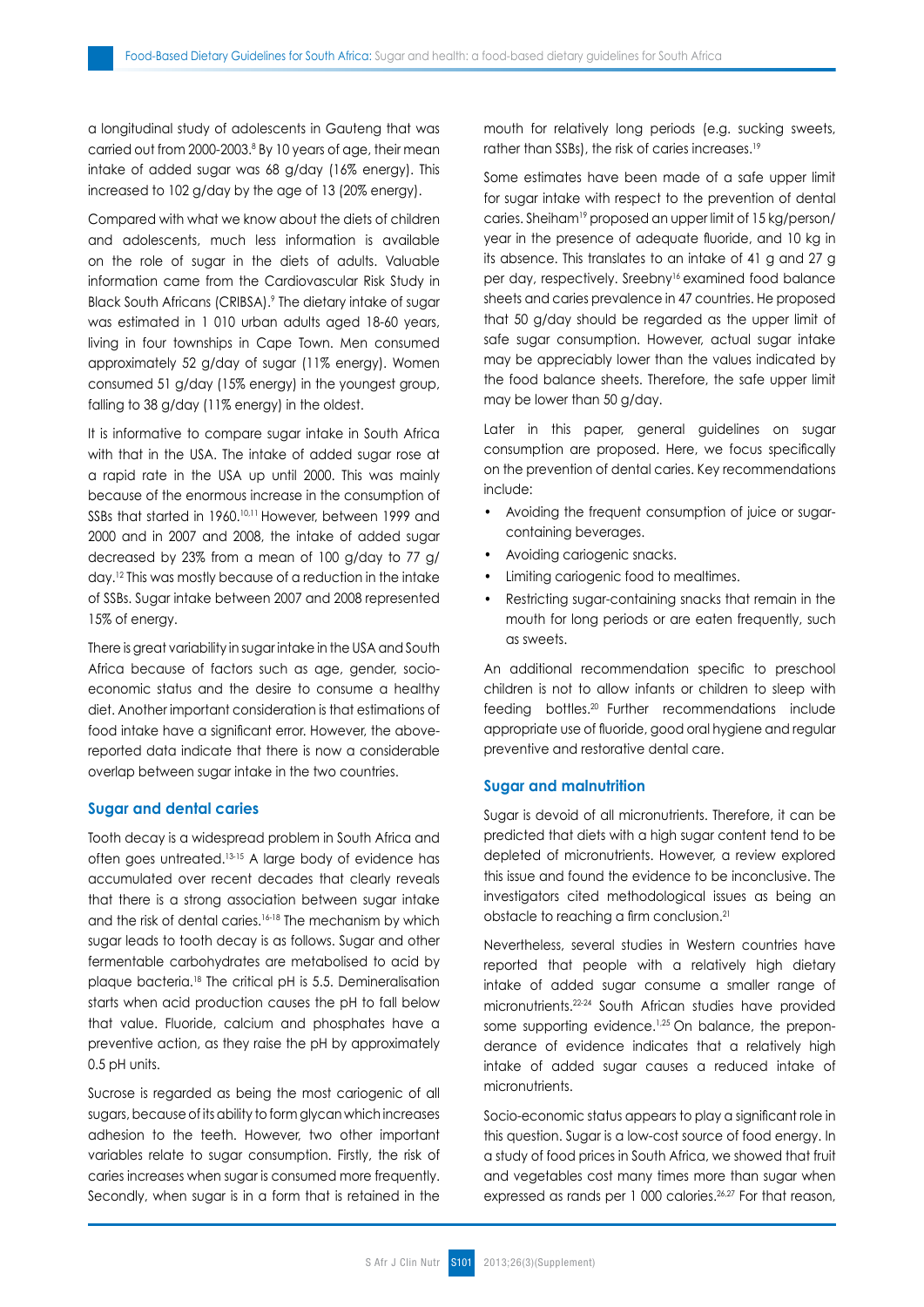a longitudinal study of adolescents in Gauteng that was carried out from 2000-2003.[8] By 10 years of age, their mean intake of added sugar was 68 g/day (16% energy). This increased to 102 g/day by the age of 13 (20% energy).

Compared with what we know about the diets of children and adolescents, much less information is available on the role of sugar in the diets of adults. Valuable information came from the Cardiovascular Risk Study in Black South Africans (CRIBSA).[9] The dietary intake of sugar was estimated in 1 010 urban adults aged 18-60 years, living in four townships in Cape Town. Men consumed approximately 52 g/day of sugar (11% energy). Women consumed 51 g/day (15% energy) in the youngest group, falling to 38 g/day (11% energy) in the oldest.

It is informative to compare sugar intake in South Africa with that in the USA. The intake of added sugar rose at a rapid rate in the USA up until 2000. This was mainly because of the enormous increase in the consumption of SSBs that started in 1960.[10,11] However, between 1999 and 2000 and in 2007 and 2008, the intake of added sugar decreased by 23% from a mean of 100 g/day to 77 g/day.[12] This was mostly because of a reduction in the intake of SSBs. Sugar intake between 2007 and 2008 represented 15% of energy.

There is great variability in sugar intake in the USA and South Africa because of factors such as age, gender, socio-economic status and the desire to consume a healthy diet. Another important consideration is that estimations of food intake have a significant error. However, the above-reported data indicate that there is now a considerable overlap between sugar intake in the two countries.

## Sugar and dental caries

Tooth decay is a widespread problem in South Africa and often goes untreated.[13-15] A large body of evidence has accumulated over recent decades that clearly reveals that there is a strong association between sugar intake and the risk of dental caries.[16-18] The mechanism by which sugar leads to tooth decay is as follows. Sugar and other fermentable carbohydrates are metabolised to acid by plaque bacteria.[18] The critical pH is 5.5. Demineralisation starts when acid production causes the pH to fall below that value. Fluoride, calcium and phosphates have a preventive action, as they raise the pH by approximately 0.5 pH units.

Sucrose is regarded as being the most cariogenic of all sugars, because of its ability to form glycan which increases adhesion to the teeth. However, two other important variables relate to sugar consumption. Firstly, the risk of caries increases when sugar is consumed more frequently. Secondly, when sugar is in a form that is retained in the mouth for relatively long periods (e.g. sucking sweets, rather than SSBs), the risk of caries increases.[19]

Some estimates have been made of a safe upper limit for sugar intake with respect to the prevention of dental caries. Sheiham[19] proposed an upper limit of 15 kg/person/year in the presence of adequate fluoride, and 10 kg in its absence. This translates to an intake of 41 g and 27 g per day, respectively. Sreebny[16] examined food balance sheets and caries prevalence in 47 countries. He proposed that 50 g/day should be regarded as the upper limit of safe sugar consumption. However, actual sugar intake may be appreciably lower than the values indicated by the food balance sheets. Therefore, the safe upper limit may be lower than 50 g/day.

Later in this paper, general guidelines on sugar consumption are proposed. Here, we focus specifically on the prevention of dental caries. Key recommendations include:

- Avoiding the frequent consumption of juice or sugar-containing beverages.
- Avoiding cariogenic snacks.
- Limiting cariogenic food to mealtimes.
- Restricting sugar-containing snacks that remain in the mouth for long periods or are eaten frequently, such as sweets.

An additional recommendation specific to preschool children is not to allow infants or children to sleep with feeding bottles.[20] Further recommendations include appropriate use of fluoride, good oral hygiene and regular preventive and restorative dental care.

## Sugar and malnutrition

Sugar is devoid of all micronutrients. Therefore, it can be predicted that diets with a high sugar content tend to be depleted of micronutrients. However, a review explored this issue and found the evidence to be inconclusive. The investigators cited methodological issues as being an obstacle to reaching a firm conclusion.[21]

Nevertheless, several studies in Western countries have reported that people with a relatively high dietary intake of added sugar consume a smaller range of micronutrients.[22-24] South African studies have provided some supporting evidence.[1,25] On balance, the preponderance of evidence indicates that a relatively high intake of added sugar causes a reduced intake of micronutrients.

Socio-economic status appears to play a significant role in this question. Sugar is a low-cost source of food energy. In a study of food prices in South Africa, we showed that fruit and vegetables cost many times more than sugar when expressed as rands per 1 000 calories.[26,27] For that reason,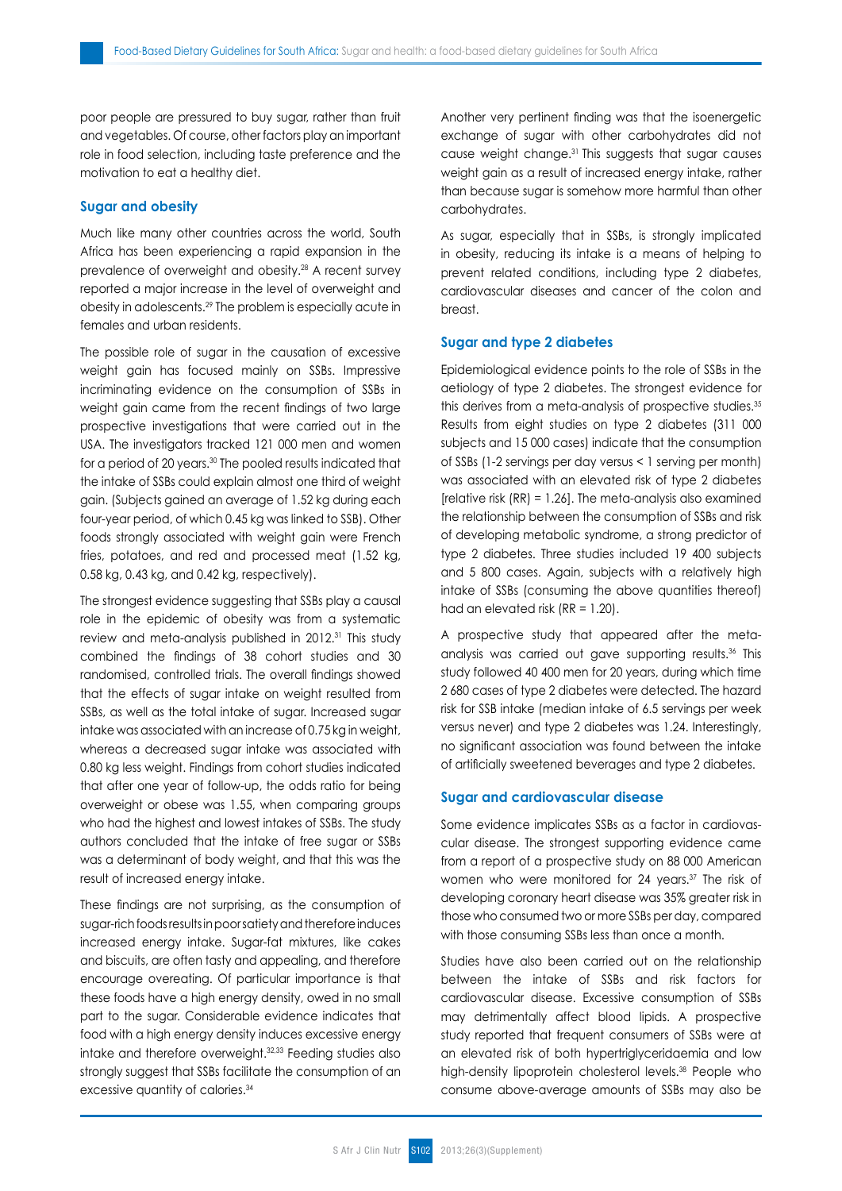poor people are pressured to buy sugar, rather than fruit and vegetables. Of course, other factors play an important role in food selection, including taste preference and the motivation to eat a healthy diet.

### Sugar and obesity

Much like many other countries across the world, South Africa has been experiencing a rapid expansion in the prevalence of overweight and obesity.[28] A recent survey reported a major increase in the level of overweight and obesity in adolescents.[29] The problem is especially acute in females and urban residents.

The possible role of sugar in the causation of excessive weight gain has focused mainly on SSBs. Impressive incriminating evidence on the consumption of SSBs in weight gain came from the recent findings of two large prospective investigations that were carried out in the USA. The investigators tracked 121 000 men and women for a period of 20 years.[30] The pooled results indicated that the intake of SSBs could explain almost one third of weight gain. (Subjects gained an average of 1.52 kg during each four-year period, of which 0.45 kg was linked to SSB). Other foods strongly associated with weight gain were French fries, potatoes, and red and processed meat (1.52 kg, 0.58 kg, 0.43 kg, and 0.42 kg, respectively).

The strongest evidence suggesting that SSBs play a causal role in the epidemic of obesity was from a systematic review and meta-analysis published in 2012.[31] This study combined the findings of 38 cohort studies and 30 randomised, controlled trials. The overall findings showed that the effects of sugar intake on weight resulted from SSBs, as well as the total intake of sugar. Increased sugar intake was associated with an increase of 0.75 kg in weight, whereas a decreased sugar intake was associated with 0.80 kg less weight. Findings from cohort studies indicated that after one year of follow-up, the odds ratio for being overweight or obese was 1.55, when comparing groups who had the highest and lowest intakes of SSBs. The study authors concluded that the intake of free sugar or SSBs was a determinant of body weight, and that this was the result of increased energy intake.

These findings are not surprising, as the consumption of sugar-rich foods results in poor satiety and therefore induces increased energy intake. Sugar-fat mixtures, like cakes and biscuits, are often tasty and appealing, and therefore encourage overeating. Of particular importance is that these foods have a high energy density, owed in no small part to the sugar. Considerable evidence indicates that food with a high energy density induces excessive energy intake and therefore overweight.[32,33] Feeding studies also strongly suggest that SSBs facilitate the consumption of an excessive quantity of calories.[34]

Another very pertinent finding was that the isoenergetic exchange of sugar with other carbohydrates did not cause weight change.[31] This suggests that sugar causes weight gain as a result of increased energy intake, rather than because sugar is somehow more harmful than other carbohydrates.

As sugar, especially that in SSBs, is strongly implicated in obesity, reducing its intake is a means of helping to prevent related conditions, including type 2 diabetes, cardiovascular diseases and cancer of the colon and breast.

### Sugar and type 2 diabetes

Epidemiological evidence points to the role of SSBs in the aetiology of type 2 diabetes. The strongest evidence for this derives from a meta-analysis of prospective studies.[35] Results from eight studies on type 2 diabetes (311 000 subjects and 15 000 cases) indicate that the consumption of SSBs (1-2 servings per day versus < 1 serving per month) was associated with an elevated risk of type 2 diabetes [relative risk (RR) = 1.26]. The meta-analysis also examined the relationship between the consumption of SSBs and risk of developing metabolic syndrome, a strong predictor of type 2 diabetes. Three studies included 19 400 subjects and 5 800 cases. Again, subjects with a relatively high intake of SSBs (consuming the above quantities thereof) had an elevated risk (RR = 1.20).

A prospective study that appeared after the meta-analysis was carried out gave supporting results.[36] This study followed 40 400 men for 20 years, during which time 2 680 cases of type 2 diabetes were detected. The hazard risk for SSB intake (median intake of 6.5 servings per week versus never) and type 2 diabetes was 1.24. Interestingly, no significant association was found between the intake of artificially sweetened beverages and type 2 diabetes.

### Sugar and cardiovascular disease

Some evidence implicates SSBs as a factor in cardiovascular disease. The strongest supporting evidence came from a report of a prospective study on 88 000 American women who were monitored for 24 years.[37] The risk of developing coronary heart disease was 35% greater risk in those who consumed two or more SSBs per day, compared with those consuming SSBs less than once a month.

Studies have also been carried out on the relationship between the intake of SSBs and risk factors for cardiovascular disease. Excessive consumption of SSBs may detrimentally affect blood lipids. A prospective study reported that frequent consumers of SSBs were at an elevated risk of both hypertriglyceridaemia and low high-density lipoprotein cholesterol levels.[38] People who consume above-average amounts of SSBs may also be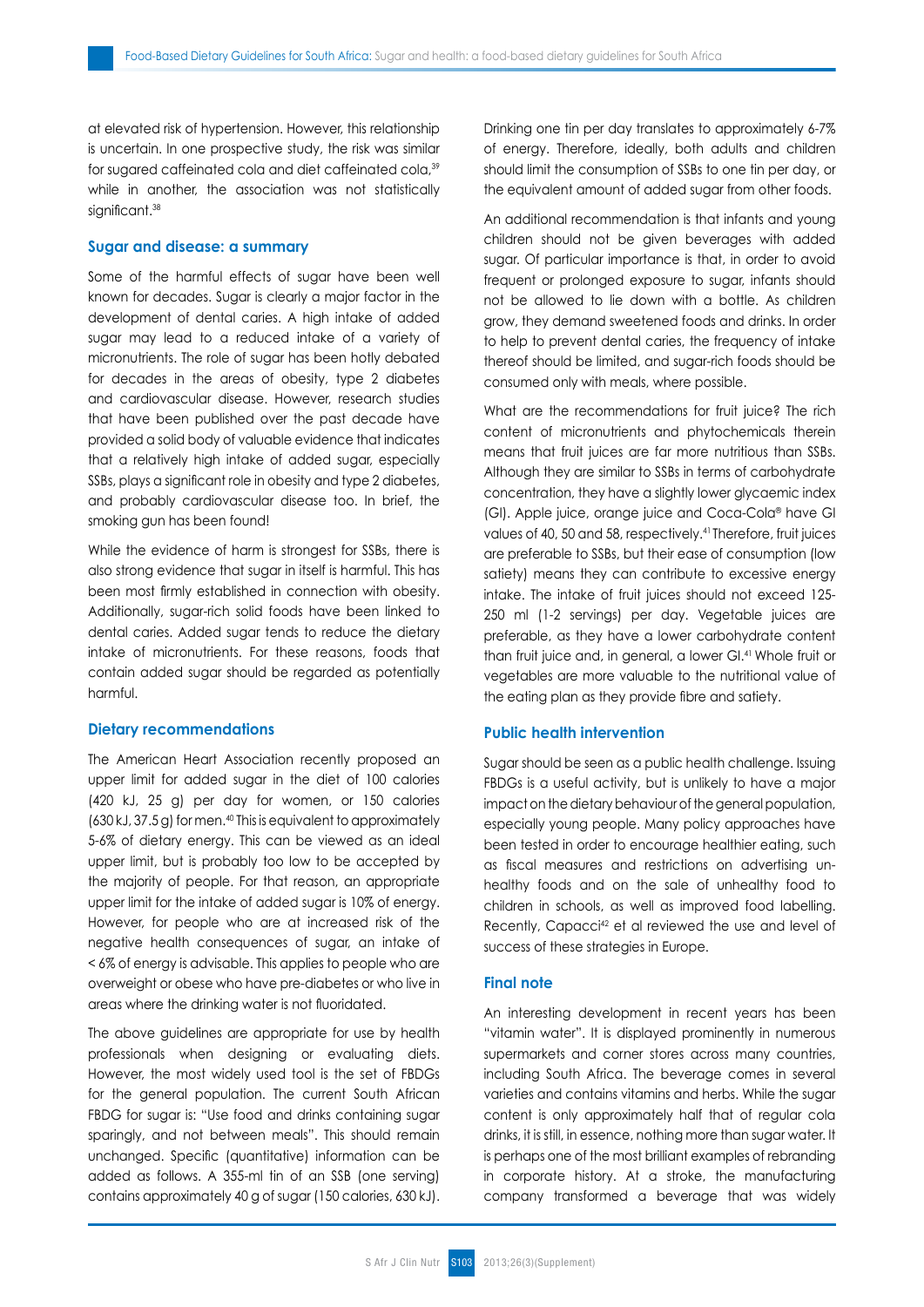at elevated risk of hypertension. However, this relationship is uncertain. In one prospective study, the risk was similar for sugared caffeinated cola and diet caffeinated cola,[39] while in another, the association was not statistically significant.[38]

### Sugar and disease: a summary

Some of the harmful effects of sugar have been well known for decades. Sugar is clearly a major factor in the development of dental caries. A high intake of added sugar may lead to a reduced intake of a variety of micronutrients. The role of sugar has been hotly debated for decades in the areas of obesity, type 2 diabetes and cardiovascular disease. However, research studies that have been published over the past decade have provided a solid body of valuable evidence that indicates that a relatively high intake of added sugar, especially SSBs, plays a significant role in obesity and type 2 diabetes, and probably cardiovascular disease too. In brief, the smoking gun has been found!

While the evidence of harm is strongest for SSBs, there is also strong evidence that sugar in itself is harmful. This has been most firmly established in connection with obesity. Additionally, sugar-rich solid foods have been linked to dental caries. Added sugar tends to reduce the dietary intake of micronutrients. For these reasons, foods that contain added sugar should be regarded as potentially harmful.

### Dietary recommendations

The American Heart Association recently proposed an upper limit for added sugar in the diet of 100 calories (420 kJ, 25 g) per day for women, or 150 calories (630 kJ, 37.5 g) for men.[40] This is equivalent to approximately 5-6% of dietary energy. This can be viewed as an ideal upper limit, but is probably too low to be accepted by the majority of people. For that reason, an appropriate upper limit for the intake of added sugar is 10% of energy. However, for people who are at increased risk of the negative health consequences of sugar, an intake of < 6% of energy is advisable. This applies to people who are overweight or obese who have pre-diabetes or who live in areas where the drinking water is not fluoridated.

The above guidelines are appropriate for use by health professionals when designing or evaluating diets. However, the most widely used tool is the set of FBDGs for the general population. The current South African FBDG for sugar is: "Use food and drinks containing sugar sparingly, and not between meals". This should remain unchanged. Specific (quantitative) information can be added as follows. A 355-ml tin of an SSB (one serving) contains approximately 40 g of sugar (150 calories, 630 kJ). Drinking one tin per day translates to approximately 6-7% of energy. Therefore, ideally, both adults and children should limit the consumption of SSBs to one tin per day, or the equivalent amount of added sugar from other foods.

An additional recommendation is that infants and young children should not be given beverages with added sugar. Of particular importance is that, in order to avoid frequent or prolonged exposure to sugar, infants should not be allowed to lie down with a bottle. As children grow, they demand sweetened foods and drinks. In order to help to prevent dental caries, the frequency of intake thereof should be limited, and sugar-rich foods should be consumed only with meals, where possible.

What are the recommendations for fruit juice? The rich content of micronutrients and phytochemicals therein means that fruit juices are far more nutritious than SSBs. Although they are similar to SSBs in terms of carbohydrate concentration, they have a slightly lower glycaemic index (GI). Apple juice, orange juice and Coca-Cola® have GI values of 40, 50 and 58, respectively.[41] Therefore, fruit juices are preferable to SSBs, but their ease of consumption (low satiety) means they can contribute to excessive energy intake. The intake of fruit juices should not exceed 125-250 ml (1-2 servings) per day. Vegetable juices are preferable, as they have a lower carbohydrate content than fruit juice and, in general, a lower GI.[41] Whole fruit or vegetables are more valuable to the nutritional value of the eating plan as they provide fibre and satiety.

### Public health intervention

Sugar should be seen as a public health challenge. Issuing FBDGs is a useful activity, but is unlikely to have a major impact on the dietary behaviour of the general population, especially young people. Many policy approaches have been tested in order to encourage healthier eating, such as fiscal measures and restrictions on advertising unhealthy foods and on the sale of unhealthy food to children in schools, as well as improved food labelling. Recently, Capacci[42] et al reviewed the use and level of success of these strategies in Europe.

### Final note

An interesting development in recent years has been "vitamin water". It is displayed prominently in numerous supermarkets and corner stores across many countries, including South Africa. The beverage comes in several varieties and contains vitamins and herbs. While the sugar content is only approximately half that of regular cola drinks, it is still, in essence, nothing more than sugar water. It is perhaps one of the most brilliant examples of rebranding in corporate history. At a stroke, the manufacturing company transformed a beverage that was widely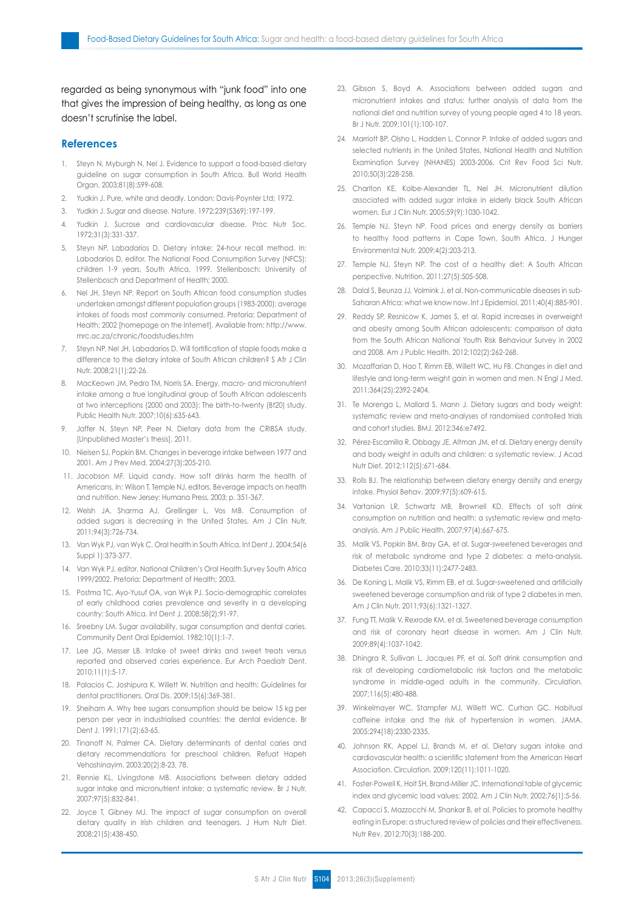regarded as being synonymous with "junk food" into one that gives the impression of being healthy, as long as one doesn't scrutinise the label.

## References

1. Steyn N, Myburgh N, Nel J. Evidence to support a food-based dietary guideline on sugar consumption in South Africa. Bull World Health Organ. 2003;81(8):599-608.
2. Yudkin J. Pure, white and deadly. London: Davis-Poynter Ltd; 1972.
3. Yudkin J. Sugar and disease. Nature. 1972;239(5369):197-199.
4. Yudkin J. Sucrose and cardiovascular disease. Proc Nutr Soc. 1972;31(3):331-337.
5. Steyn NP, Labadarios D. Dietary intake: 24-hour recall method. In: Labadarios D, editor. The National Food Consumption Survey (NFCS): children 1-9 years, South Africa, 1999. Stellenbosch: University of Stellenbosch and Department of Health; 2000.
6. Nel JH, Steyn NP. Report on South African food consumption studies undertaken amongst different population groups (1983-2000): average intakes of foods most commonly consumed. Pretoria: Department of Health; 2002 [homepage on the Internet]. Available from: http://www.mrc.ac.za/chronic/foodstudies.htm
7. Steyn NP, Nel JH, Labadarios D. Will fortification of staple foods make a difference to the dietary intake of South African children? S Afr J Clin Nutr. 2008;21(1):22-26.
8. MacKeown JM, Pedro TM, Norris SA. Energy, macro- and micronutrient intake among a true longitudinal group of South African adolescents at two interceptions (2000 and 2003): The birth-to-twenty (Bt20) study. Public Health Nutr. 2007;10(6):635-643.
9. Jaffer N, Steyn NP, Peer N. Dietary data from the CRIBSA study. [Unpublished Master's thesis]. 2011.
10. Nielsen SJ, Popkin BM. Changes in beverage intake between 1977 and 2001. Am J Prev Med. 2004;27(3):205-210.
11. Jacobson MF. Liquid candy. How soft drinks harm the health of Americans. In: Wilson T, Temple NJ, editors. Beverage impacts on health and nutrition. New Jersey: Humana Press, 2003; p. 351-367.
12. Welsh JA, Sharma AJ, Grellinger L, Vos MB. Consumption of added sugars is decreasing in the United States. Am J Clin Nutr. 2011;94(3):726-734.
13. Van Wyk PJ, van Wyk C. Oral health in South Africa. Int Dent J. 2004;54(6 Suppl 1):373-377.
14. Van Wyk PJ, editor. National Children's Oral Health Survey South Africa 1999/2002. Pretoria: Department of Health; 2003.
15. Postma TC, Ayo-Yusuf OA, van Wyk PJ. Socio-demographic correlates of early childhood caries prevalence and severity in a developing country: South Africa. Int Dent J. 2008;58(2):91-97.
16. Sreebny LM. Sugar availability, sugar consumption and dental caries. Community Dent Oral Epidemiol. 1982;10(1):1-7.
17. Lee JG, Messer LB. Intake of sweet drinks and sweet treats versus reported and observed caries experience. Eur Arch Paediatr Dent. 2010;11(1):5-17.
18. Palacios C, Joshipura K, Willett W. Nutrition and health: Guidelines for dental practitioners. Oral Dis. 2009;15(6):369-381.
19. Sheiham A. Why free sugars consumption should be below 15 kg per person per year in industrialised countries: the dental evidence. Br Dent J. 1991;171(2):63-65.
20. Tinanoff N, Palmer CA. Dietary determinants of dental caries and dietary recommendations for preschool children. Refuat Hapeh Vehashinayim. 2003;20(2):8-23, 78.
21. Rennie KL, Livingstone MB. Associations between dietary added sugar intake and micronutrient intake: a systematic review. Br J Nutr. 2007;97(5):832-841.
22. Joyce T, Gibney MJ. The impact of sugar consumption on overall dietary quality in Irish children and teenagers. J Hum Nutr Diet. 2008;21(5):438-450.
23. Gibson S, Boyd A. Associations between added sugars and micronutrient intakes and status: further analysis of data from the national diet and nutrition survey of young people aged 4 to 18 years. Br J Nutr. 2009;101(1):100-107.
24. Marriott BP, Olsho L, Hadden L, Connor P. Intake of added sugars and selected nutrients in the United States, National Health and Nutrition Examination Survey (NHANES) 2003-2006. Crit Rev Food Sci Nutr. 2010;50(3):228-258.
25. Charlton KE, Kolbe-Alexander TL, Nel JH. Micronutrient dilution associated with added sugar intake in elderly black South African women. Eur J Clin Nutr. 2005;59(9):1030-1042.
26. Temple NJ, Steyn NP. Food prices and energy density as barriers to healthy food patterns in Cape Town, South Africa. J Hunger Environmental Nutr. 2009;4(2):203-213.
27. Temple NJ, Steyn NP. The cost of a healthy diet: A South African perspective. Nutrition. 2011;27(5):505-508.
28. Dalal S, Beunza JJ, Volmink J, et al. Non-communicable diseases in sub-Saharan Africa: what we know now. Int J Epidemiol. 2011;40(4):885-901.
29. Reddy SP, Resnicow K, James S, et al. Rapid increases in overweight and obesity among South African adolescents: comparison of data from the South African National Youth Risk Behaviour Survey in 2002 and 2008. Am J Public Health. 2012;102(2):262-268.
30. Mozaffarian D, Hao T, Rimm EB, Willett WC, Hu FB. Changes in diet and lifestyle and long-term weight gain in women and men. N Engl J Med. 2011;364(25):2392-2404.
31. Te Morenga L, Mallard S, Mann J. Dietary sugars and body weight: systematic review and meta-analyses of randomised controlled trials and cohort studies. BMJ. 2012;346:e7492.
32. Pérez-Escamilla R, Obbagy JE, Altman JM, et al. Dietary energy density and body weight in adults and children: a systematic review. J Acad Nutr Diet. 2012;112(5):671-684.
33. Rolls BJ. The relationship between dietary energy density and energy intake. Physiol Behav. 2009;97(5):609-615.
34. Vartanian LR, Schwartz MB, Brownell KD. Effects of soft drink consumption on nutrition and health: a systematic review and meta-analysis. Am J Public Health. 2007;97(4):667-675.
35. Malik VS, Popkin BM, Bray GA, et al. Sugar-sweetened beverages and risk of metabolic syndrome and type 2 diabetes: a meta-analysis. Diabetes Care. 2010;33(11):2477-2483.
36. De Koning L, Malik VS, Rimm EB, et al. Sugar-sweetened and artificially sweetened beverage consumption and risk of type 2 diabetes in men. Am J Clin Nutr. 2011;93(6):1321-1327.
37. Fung TT, Malik V, Rexrode KM, et al. Sweetened beverage consumption and risk of coronary heart disease in women. Am J Clin Nutr. 2009;89(4):1037-1042.
38. Dhingra R, Sullivan L, Jacques PF, et al. Soft drink consumption and risk of developing cardiometabolic risk factors and the metabolic syndrome in middle-aged adults in the community. Circulation. 2007;116(5):480-488.
39. Winkelmayer WC, Stampfer MJ, Willett WC, Curhan GC. Habitual caffeine intake and the risk of hypertension in women. JAMA. 2005;294(18):2330-2335.
40. Johnson RK, Appel LJ, Brands M, et al. Dietary sugars intake and cardiovascular health: a scientific statement from the American Heart Association. Circulation. 2009;120(11):1011-1020.
41. Foster-Powell K, Holt SH, Brand-Miller JC. International table of glycemic index and glycemic load values: 2002. Am J Clin Nutr. 2002;76(1):5-56.
42. Capacci S, Mazzocchi M, Shankar B, et al. Policies to promote healthy eating in Europe: a structured review of policies and their effectiveness. Nutr Rev. 2012;70(3):188-200.